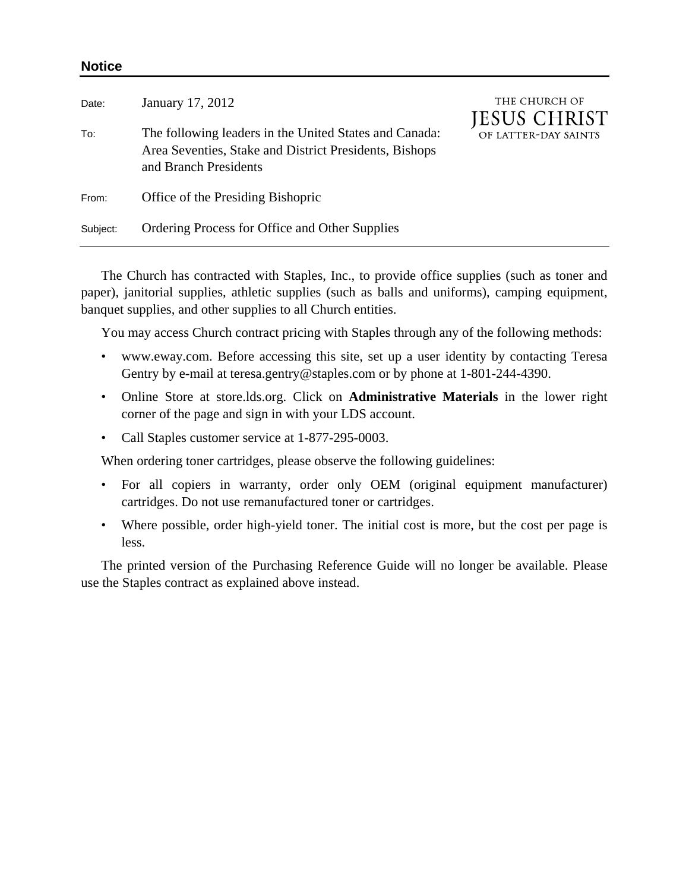## Notice

THE CHURCH OF
JESUS CHRIST
OF LATTER-DAY SAINTS

Date: January 17, 2012

To: The following leaders in the United States and Canada: Area Seventies, Stake and District Presidents, Bishops and Branch Presidents

From: Office of the Presiding Bishopric

Subject: Ordering Process for Office and Other Supplies

---

The Church has contracted with Staples, Inc., to provide office supplies (such as toner and paper), janitorial supplies, athletic supplies (such as balls and uniforms), camping equipment, banquet supplies, and other supplies to all Church entities.

You may access Church contract pricing with Staples through any of the following methods:

- www.eway.com. Before accessing this site, set up a user identity by contacting Teresa Gentry by e-mail at teresa.gentry@staples.com or by phone at 1-801-244-4390.
- Online Store at store.lds.org. Click on **Administrative Materials** in the lower right corner of the page and sign in with your LDS account.
- Call Staples customer service at 1-877-295-0003.

When ordering toner cartridges, please observe the following guidelines:

- For all copiers in warranty, order only OEM (original equipment manufacturer) cartridges. Do not use remanufactured toner or cartridges.
- Where possible, order high-yield toner. The initial cost is more, but the cost per page is less.

The printed version of the Purchasing Reference Guide will no longer be available. Please use the Staples contract as explained above instead.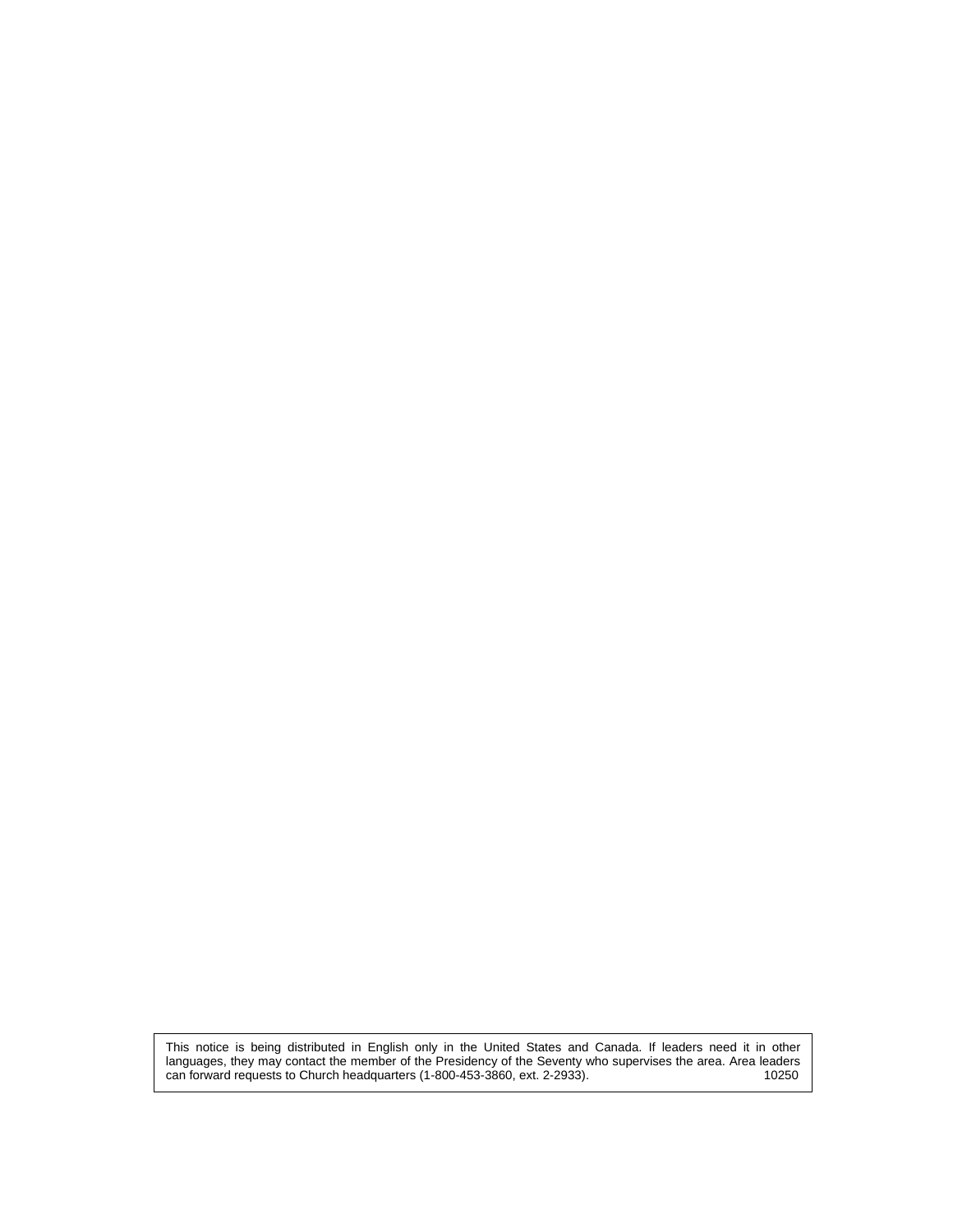This notice is being distributed in English only in the United States and Canada. If leaders need it in other languages, they may contact the member of the Presidency of the Seventy who supervises the area. Area leaders can forward requests to Church headquarters (1-800-453-3860, ext. 2-2933). 10250